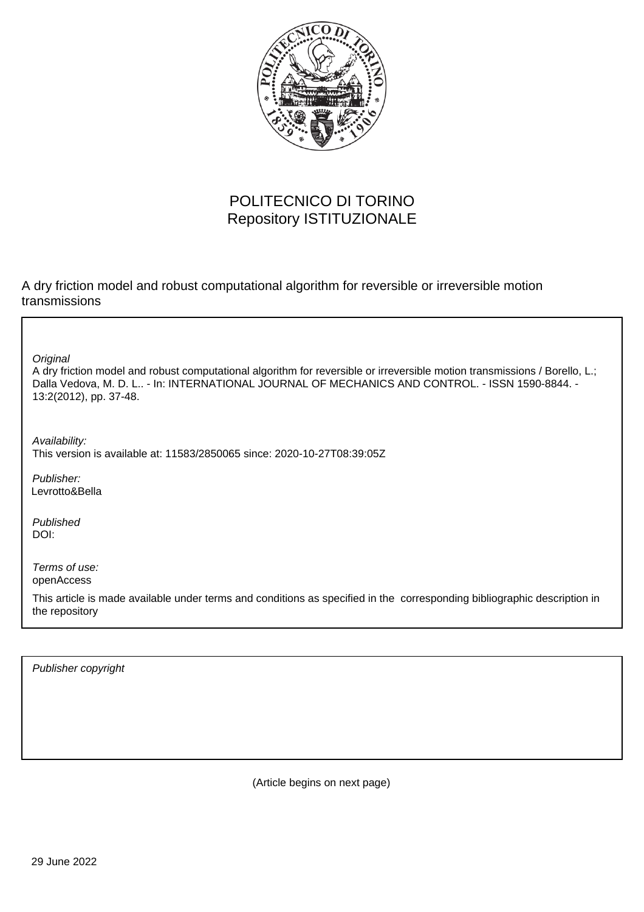POLITECNICO DI TORINO
Repository ISTITUZIONALE

A dry friction model and robust computational algorithm for reversible or irreversible motion transmissions

*Original*
A dry friction model and robust computational algorithm for reversible or irreversible motion transmissions / Borello, L.; Dalla Vedova, M. D. L.. - In: INTERNATIONAL JOURNAL OF MECHANICS AND CONTROL. - ISSN 1590-8844. - 13:2(2012), pp. 37-48.

*Availability:*
This version is available at: 11583/2850065 since: 2020-10-27T08:39:05Z

*Publisher:*
Levrotto&Bella

*Published*
DOI:

*Terms of use:*
openAccess

This article is made available under terms and conditions as specified in the corresponding bibliographic description in the repository

*Publisher copyright*

(Article begins on next page)

29 June 2022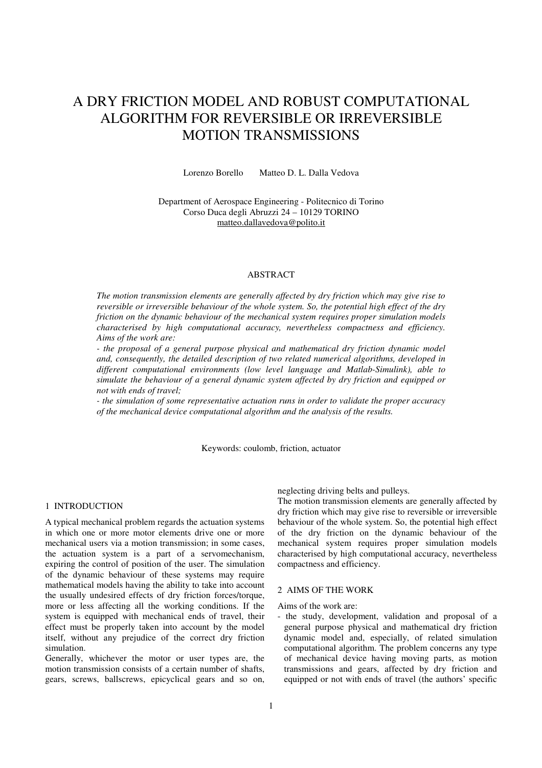# A DRY FRICTION MODEL AND ROBUST COMPUTATIONAL ALGORITHM FOR REVERSIBLE OR IRREVERSIBLE MOTION TRANSMISSIONS

Lorenzo Borello  Matteo D. L. Dalla Vedova

Department of Aerospace Engineering - Politecnico di Torino
Corso Duca degli Abruzzi 24 – 10129 TORINO
matteo.dallavedova@polito.it

## ABSTRACT

*The motion transmission elements are generally affected by dry friction which may give rise to reversible or irreversible behaviour of the whole system. So, the potential high effect of the dry friction on the dynamic behaviour of the mechanical system requires proper simulation models characterised by high computational accuracy, nevertheless compactness and efficiency. Aims of the work are:*

*- the proposal of a general purpose physical and mathematical dry friction dynamic model and, consequently, the detailed description of two related numerical algorithms, developed in different computational environments (low level language and Matlab-Simulink), able to simulate the behaviour of a general dynamic system affected by dry friction and equipped or not with ends of travel;*

*- the simulation of some representative actuation runs in order to validate the proper accuracy of the mechanical device computational algorithm and the analysis of the results.*

Keywords: coulomb, friction, actuator

## 1 INTRODUCTION

A typical mechanical problem regards the actuation systems in which one or more motor elements drive one or more mechanical users via a motion transmission; in some cases, the actuation system is a part of a servomechanism, expiring the control of position of the user. The simulation of the dynamic behaviour of these systems may require mathematical models having the ability to take into account the usually undesired effects of dry friction forces/torque, more or less affecting all the working conditions. If the system is equipped with mechanical ends of travel, their effect must be properly taken into account by the model itself, without any prejudice of the correct dry friction simulation.

Generally, whichever the motor or user types are, the motion transmission consists of a certain number of shafts, gears, screws, ballscrews, epicyclical gears and so on, neglecting driving belts and pulleys.

The motion transmission elements are generally affected by dry friction which may give rise to reversible or irreversible behaviour of the whole system. So, the potential high effect of the dry friction on the dynamic behaviour of the mechanical system requires proper simulation models characterised by high computational accuracy, nevertheless compactness and efficiency.

## 2 AIMS OF THE WORK

Aims of the work are:

- the study, development, validation and proposal of a general purpose physical and mathematical dry friction dynamic model and, especially, of related simulation computational algorithm. The problem concerns any type of mechanical device having moving parts, as motion transmissions and gears, affected by dry friction and equipped or not with ends of travel (the authors' specific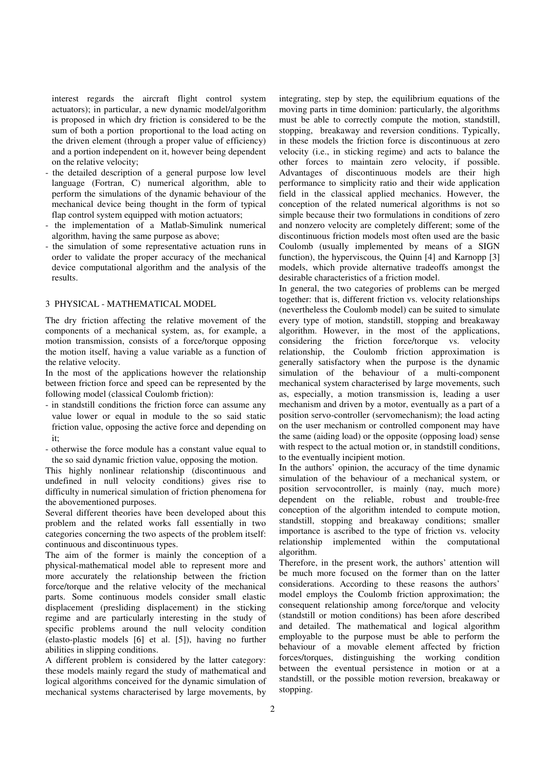interest regards the aircraft flight control system actuators); in particular, a new dynamic model/algorithm is proposed in which dry friction is considered to be the sum of both a portion proportional to the load acting on the driven element (through a proper value of efficiency) and a portion independent on it, however being dependent on the relative velocity;
- the detailed description of a general purpose low level language (Fortran, C) numerical algorithm, able to perform the simulations of the dynamic behaviour of the mechanical device being thought in the form of typical flap control system equipped with motion actuators;
- the implementation of a Matlab-Simulink numerical algorithm, having the same purpose as above;
- the simulation of some representative actuation runs in order to validate the proper accuracy of the mechanical device computational algorithm and the analysis of the results.

## 3 PHYSICAL - MATHEMATICAL MODEL

The dry friction affecting the relative movement of the components of a mechanical system, as, for example, a motion transmission, consists of a force/torque opposing the motion itself, having a value variable as a function of the relative velocity.

In the most of the applications however the relationship between friction force and speed can be represented by the following model (classical Coulomb friction):
- in standstill conditions the friction force can assume any value lower or equal in module to the so said static friction value, opposing the active force and depending on it;
- otherwise the force module has a constant value equal to the so said dynamic friction value, opposing the motion.

This highly nonlinear relationship (discontinuous and undefined in null velocity conditions) gives rise to difficulty in numerical simulation of friction phenomena for the abovementioned purposes.

Several different theories have been developed about this problem and the related works fall essentially in two categories concerning the two aspects of the problem itself: continuous and discontinuous types.

The aim of the former is mainly the conception of a physical-mathematical model able to represent more and more accurately the relationship between the friction force/torque and the relative velocity of the mechanical parts. Some continuous models consider small elastic displacement (presliding displacement) in the sticking regime and are particularly interesting in the study of specific problems around the null velocity condition (elasto-plastic models [6] et al. [5]), having no further abilities in slipping conditions.

A different problem is considered by the latter category: these models mainly regard the study of mathematical and logical algorithms conceived for the dynamic simulation of mechanical systems characterised by large movements, by integrating, step by step, the equilibrium equations of the moving parts in time dominion: particularly, the algorithms must be able to correctly compute the motion, standstill, stopping, breakaway and reversion conditions. Typically, in these models the friction force is discontinuous at zero velocity (i.e., in sticking regime) and acts to balance the other forces to maintain zero velocity, if possible. Advantages of discontinuous models are their high performance to simplicity ratio and their wide application field in the classical applied mechanics. However, the conception of the related numerical algorithms is not so simple because their two formulations in conditions of zero and nonzero velocity are completely different; some of the discontinuous friction models most often used are the basic Coulomb (usually implemented by means of a SIGN function), the hyperviscous, the Quinn [4] and Karnopp [3] models, which provide alternative tradeoffs amongst the desirable characteristics of a friction model.

In general, the two categories of problems can be merged together: that is, different friction vs. velocity relationships (nevertheless the Coulomb model) can be suited to simulate every type of motion, standstill, stopping and breakaway algorithm. However, in the most of the applications, considering the friction force/torque vs. velocity relationship, the Coulomb friction approximation is generally satisfactory when the purpose is the dynamic simulation of the behaviour of a multi-component mechanical system characterised by large movements, such as, especially, a motion transmission is, leading a user mechanism and driven by a motor, eventually as a part of a position servo-controller (servomechanism); the load acting on the user mechanism or controlled component may have the same (aiding load) or the opposite (opposing load) sense with respect to the actual motion or, in standstill conditions, to the eventually incipient motion.

In the authors' opinion, the accuracy of the time dynamic simulation of the behaviour of a mechanical system, or position servocontroller, is mainly (nay, much more) dependent on the reliable, robust and trouble-free conception of the algorithm intended to compute motion, standstill, stopping and breakaway conditions; smaller importance is ascribed to the type of friction vs. velocity relationship implemented within the computational algorithm.

Therefore, in the present work, the authors' attention will be much more focused on the former than on the latter considerations. According to these reasons the authors' model employs the Coulomb friction approximation; the consequent relationship among force/torque and velocity (standstill or motion conditions) has been afore described and detailed. The mathematical and logical algorithm employable to the purpose must be able to perform the behaviour of a movable element affected by friction forces/torques, distinguishing the working condition between the eventual persistence in motion or at a standstill, or the possible motion reversion, breakaway or stopping.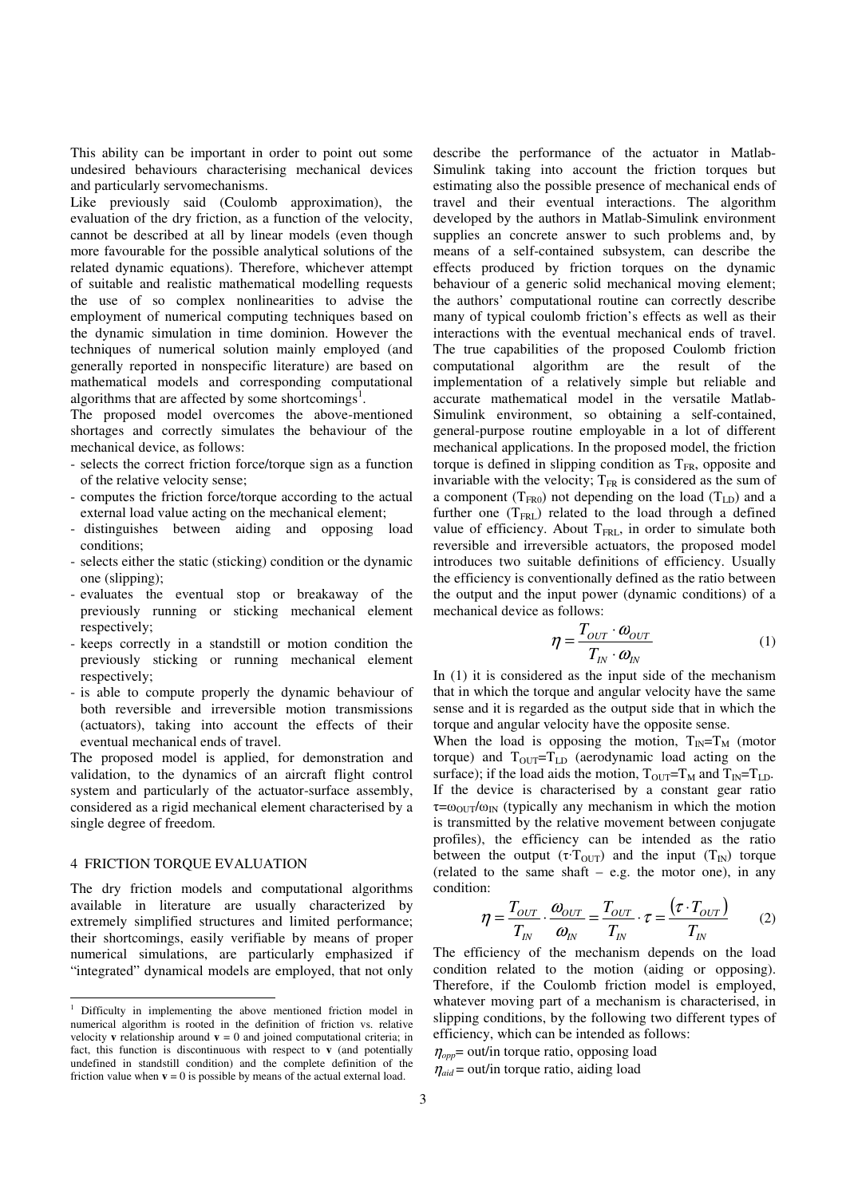This ability can be important in order to point out some undesired behaviours characterising mechanical devices and particularly servomechanisms.

Like previously said (Coulomb approximation), the evaluation of the dry friction, as a function of the velocity, cannot be described at all by linear models (even though more favourable for the possible analytical solutions of the related dynamic equations). Therefore, whichever attempt of suitable and realistic mathematical modelling requests the use of so complex nonlinearities to advise the employment of numerical computing techniques based on the dynamic simulation in time dominion. However the techniques of numerical solution mainly employed (and generally reported in nonspecific literature) are based on mathematical models and corresponding computational algorithms that are affected by some shortcomings[1].

The proposed model overcomes the above-mentioned shortages and correctly simulates the behaviour of the mechanical device, as follows:

- selects the correct friction force/torque sign as a function of the relative velocity sense;
- computes the friction force/torque according to the actual external load value acting on the mechanical element;
- distinguishes between aiding and opposing load conditions;
- selects either the static (sticking) condition or the dynamic one (slipping);
- evaluates the eventual stop or breakaway of the previously running or sticking mechanical element respectively;
- keeps correctly in a standstill or motion condition the previously sticking or running mechanical element respectively;
- is able to compute properly the dynamic behaviour of both reversible and irreversible motion transmissions (actuators), taking into account the effects of their eventual mechanical ends of travel.

The proposed model is applied, for demonstration and validation, to the dynamics of an aircraft flight control system and particularly of the actuator-surface assembly, considered as a rigid mechanical element characterised by a single degree of freedom.

## 4 FRICTION TORQUE EVALUATION

The dry friction models and computational algorithms available in literature are usually characterized by extremely simplified structures and limited performance; their shortcomings, easily verifiable by means of proper numerical simulations, are particularly emphasized if "integrated" dynamical models are employed, that not only describe the performance of the actuator in Matlab-Simulink taking into account the friction torques but estimating also the possible presence of mechanical ends of travel and their eventual interactions. The algorithm developed by the authors in Matlab-Simulink environment supplies an concrete answer to such problems and, by means of a self-contained subsystem, can describe the effects produced by friction torques on the dynamic behaviour of a generic solid mechanical moving element; the authors' computational routine can correctly describe many of typical coulomb friction's effects as well as their interactions with the eventual mechanical ends of travel. The true capabilities of the proposed Coulomb friction computational algorithm are the result of the implementation of a relatively simple but reliable and accurate mathematical model in the versatile Matlab-Simulink environment, so obtaining a self-contained, general-purpose routine employable in a lot of different mechanical applications. In the proposed model, the friction torque is defined in slipping condition as $T_{FR}$, opposite and invariable with the velocity; $T_{FR}$ is considered as the sum of a component ($T_{FR0}$) not depending on the load ($T_{LD}$) and a further one ($T_{FRL}$) related to the load through a defined value of efficiency. About $T_{FRL}$, in order to simulate both reversible and irreversible actuators, the proposed model introduces two suitable definitions of efficiency. Usually the efficiency is conventionally defined as the ratio between the output and the input power (dynamic conditions) of a mechanical device as follows:

$$\eta = \frac{T_{OUT} \cdot \omega_{OUT}}{T_{IN} \cdot \omega_{IN}} \tag{1}$$

In (1) it is considered as the input side of the mechanism that in which the torque and angular velocity have the same sense and it is regarded as the output side that in which the torque and angular velocity have the opposite sense.

When the load is opposing the motion, $T_{IN}=T_M$ (motor torque) and $T_{OUT}=T_{LD}$ (aerodynamic load acting on the surface); if the load aids the motion, $T_{OUT}=T_M$ and $T_{IN}=T_{LD}$. If the device is characterised by a constant gear ratio $\tau=\omega_{OUT}/\omega_{IN}$ (typically any mechanism in which the motion is transmitted by the relative movement between conjugate profiles), the efficiency can be intended as the ratio between the output ($\tau \cdot T_{OUT}$) and the input ($T_{IN}$) torque (related to the same shaft – e.g. the motor one), in any condition:

$$\eta = \frac{T_{OUT}}{T_{IN}} \cdot \frac{\omega_{OUT}}{\omega_{IN}} = \frac{T_{OUT}}{T_{IN}} \cdot \tau = \frac{(\tau \cdot T_{OUT})}{T_{IN}} \tag{2}$$

The efficiency of the mechanism depends on the load condition related to the motion (aiding or opposing). Therefore, if the Coulomb friction model is employed, whatever moving part of a mechanism is characterised, in slipping conditions, by the following two different types of efficiency, which can be intended as follows:

$\eta_{opp}$= out/in torque ratio, opposing load

$\eta_{aid}$ = out/in torque ratio, aiding load

[1] Difficulty in implementing the above mentioned friction model in numerical algorithm is rooted in the definition of friction vs. relative velocity **v** relationship around **v** = 0 and joined computational criteria; in fact, this function is discontinuous with respect to **v** (and potentially undefined in standstill condition) and the complete definition of the friction value when **v** = 0 is possible by means of the actual external load.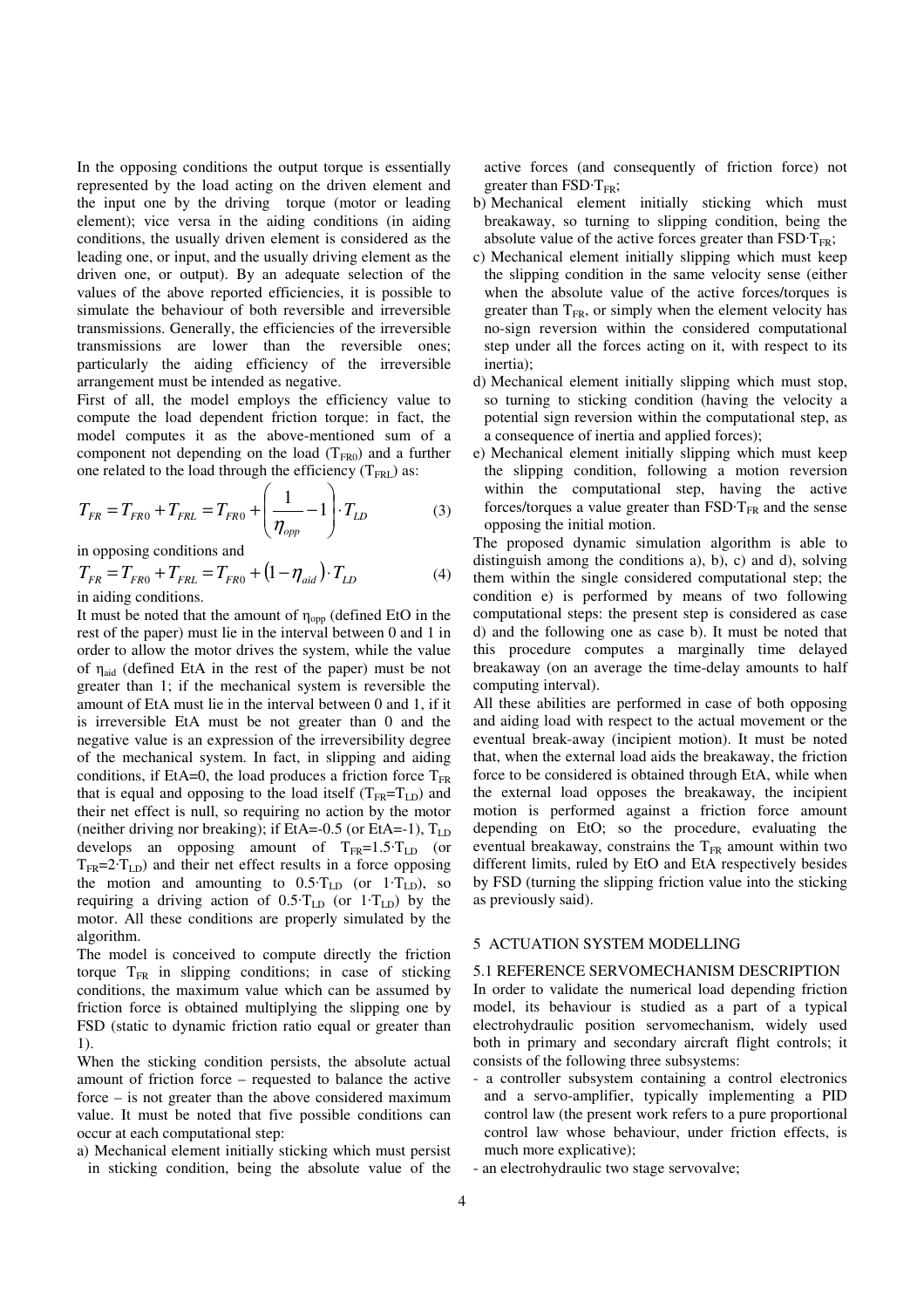In the opposing conditions the output torque is essentially represented by the load acting on the driven element and the input one by the driving torque (motor or leading element); vice versa in the aiding conditions (in aiding conditions, the usually driven element is considered as the leading one, or input, and the usually driving element as the driven one, or output). By an adequate selection of the values of the above reported efficiencies, it is possible to simulate the behaviour of both reversible and irreversible transmissions. Generally, the efficiencies of the irreversible transmissions are lower than the reversible ones; particularly the aiding efficiency of the irreversible arrangement must be intended as negative.

First of all, the model employs the efficiency value to compute the load dependent friction torque: in fact, the model computes it as the above-mentioned sum of a component not depending on the load ($T_{FR0}$) and a further one related to the load through the efficiency ($T_{FRL}$) as:

$$T_{FR} = T_{FR0} + T_{FRL} = T_{FR0} + \left( \frac{1}{\eta_{opp}} - 1 \right) \cdot T_{LD} \tag{3}$$

in opposing conditions and

$$T_{FR} = T_{FR0} + T_{FRL} = T_{FR0} + \left( 1 - \eta_{aid} \right) \cdot T_{LD} \tag{4}$$

in aiding conditions.

It must be noted that the amount of $\eta_{opp}$ (defined EtO in the rest of the paper) must lie in the interval between 0 and 1 in order to allow the motor drives the system, while the value of $\eta_{aid}$ (defined EtA in the rest of the paper) must be not greater than 1; if the mechanical system is reversible the amount of EtA must lie in the interval between 0 and 1, if it is irreversible EtA must be not greater than 0 and the negative value is an expression of the irreversibility degree of the mechanical system. In fact, in slipping and aiding conditions, if EtA=0, the load produces a friction force $T_{FR}$ that is equal and opposing to the load itself ($T_{FR}=T_{LD}$) and their net effect is null, so requiring no action by the motor (neither driving nor breaking); if EtA=-0.5 (or EtA=-1), $T_{LD}$ develops an opposing amount of $T_{FR}=1.5 \cdot T_{LD}$ (or $T_{FR}=2 \cdot T_{LD}$) and their net effect results in a force opposing the motion and amounting to $0.5 \cdot T_{LD}$ (or $1 \cdot T_{LD}$), so requiring a driving action of $0.5 \cdot T_{LD}$ (or $1 \cdot T_{LD}$) by the motor. All these conditions are properly simulated by the algorithm.

The model is conceived to compute directly the friction torque $T_{FR}$ in slipping conditions; in case of sticking conditions, the maximum value which can be assumed by friction force is obtained multiplying the slipping one by FSD (static to dynamic friction ratio equal or greater than 1).

When the sticking condition persists, the absolute actual amount of friction force – requested to balance the active force – is not greater than the above considered maximum value. It must be noted that five possible conditions can occur at each computational step:

a) Mechanical element initially sticking which must persist in sticking condition, being the absolute value of the active forces (and consequently of friction force) not greater than FSD·$T_{FR}$;
b) Mechanical element initially sticking which must breakaway, so turning to slipping condition, being the absolute value of the active forces greater than FSD·$T_{FR}$;
c) Mechanical element initially slipping which must keep the slipping condition in the same velocity sense (either when the absolute value of the active forces/torques is greater than $T_{FR}$, or simply when the element velocity has no-sign reversion within the considered computational step under all the forces acting on it, with respect to its inertia);
d) Mechanical element initially slipping which must stop, so turning to sticking condition (having the velocity a potential sign reversion within the computational step, as a consequence of inertia and applied forces);
e) Mechanical element initially slipping which must keep the slipping condition, following a motion reversion within the computational step, having the active forces/torques a value greater than FSD·$T_{FR}$ and the sense opposing the initial motion.

The proposed dynamic simulation algorithm is able to distinguish among the conditions a), b), c) and d), solving them within the single considered computational step; the condition e) is performed by means of two following computational steps: the present step is considered as case d) and the following one as case b). It must be noted that this procedure computes a marginally time delayed breakaway (on an average the time-delay amounts to half computing interval).

All these abilities are performed in case of both opposing and aiding load with respect to the actual movement or the eventual break-away (incipient motion). It must be noted that, when the external load aids the breakaway, the friction force to be considered is obtained through EtA, while when the external load opposes the breakaway, the incipient motion is performed against a friction force amount depending on EtO; so the procedure, evaluating the eventual breakaway, constrains the $T_{FR}$ amount within two different limits, ruled by EtO and EtA respectively besides by FSD (turning the slipping friction value into the sticking as previously said).

## 5 ACTUATION SYSTEM MODELLING

### 5.1 REFERENCE SERVOMECHANISM DESCRIPTION

In order to validate the numerical load depending friction model, its behaviour is studied as a part of a typical electrohydraulic position servomechanism, widely used both in primary and secondary aircraft flight controls; it consists of the following three subsystems:

- a controller subsystem containing a control electronics and a servo-amplifier, typically implementing a PID control law (the present work refers to a pure proportional control law whose behaviour, under friction effects, is much more explicative);
- an electrohydraulic two stage servovalve;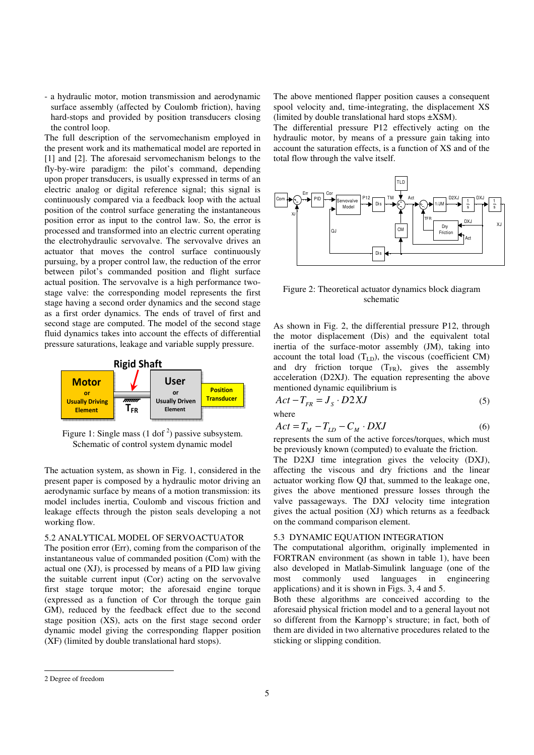- a hydraulic motor, motion transmission and aerodynamic surface assembly (affected by Coulomb friction), having hard-stops and provided by position transducers closing the control loop.

The full description of the servomechanism employed in the present work and its mathematical model are reported in [1] and [2]. The aforesaid servomechanism belongs to the fly-by-wire paradigm: the pilot's command, depending upon proper transducers, is usually expressed in terms of an electric analog or digital reference signal; this signal is continuously compared via a feedback loop with the actual position of the control surface generating the instantaneous position error as input to the control law. So, the error is processed and transformed into an electric current operating the electrohydraulic servovalve. The servovalve drives an actuator that moves the control surface continuously pursuing, by a proper control law, the reduction of the error between pilot's commanded position and flight surface actual position. The servovalve is a high performance two-stage valve: the corresponding model represents the first stage having a second order dynamics and the second stage as a first order dynamics. The ends of travel of first and second stage are computed. The model of the second stage fluid dynamics takes into account the effects of differential pressure saturations, leakage and variable supply pressure.

Figure 1: Single mass (1 dof [2]) passive subsystem. Schematic of control system dynamic model

The actuation system, as shown in Fig. 1, considered in the present paper is composed by a hydraulic motor driving an aerodynamic surface by means of a motion transmission: its model includes inertia, Coulomb and viscous friction and leakage effects through the piston seals developing a not working flow.

## 5.2 ANALYTICAL MODEL OF SERVOACTUATOR

The position error (Err), coming from the comparison of the instantaneous value of commanded position (Com) with the actual one (XJ), is processed by means of a PID law giving the suitable current input (Cor) acting on the servovalve first stage torque motor; the aforesaid engine torque (expressed as a function of Cor through the torque gain GM), reduced by the feedback effect due to the second stage position (XS), acts on the first stage second order dynamic model giving the corresponding flapper position (XF) (limited by double translational hard stops).

The above mentioned flapper position causes a consequent spool velocity and, time-integrating, the displacement XS (limited by double translational hard stops ±XSM).

The differential pressure P12 effectively acting on the hydraulic motor, by means of a pressure gain taking into account the saturation effects, is a function of XS and of the total flow through the valve itself.

Figure 2: Theoretical actuator dynamics block diagram schematic

As shown in Fig. 2, the differential pressure P12, through the motor displacement (Dis) and the equivalent total inertia of the surface-motor assembly (JM), taking into account the total load ($T_{LD}$), the viscous (coefficient CM) and dry friction torque ($T_{FR}$), gives the assembly acceleration (D2XJ). The equation representing the above mentioned dynamic equilibrium is

$$Act - T_{FR} = J_S \cdot D2XJ \tag{5}$$

where

$$Act = T_M - T_{LD} - C_M \cdot DXJ \tag{6}$$

represents the sum of the active forces/torques, which must be previously known (computed) to evaluate the friction.

The D2XJ time integration gives the velocity (DXJ), affecting the viscous and dry frictions and the linear actuator working flow QJ that, summed to the leakage one, gives the above mentioned pressure losses through the valve passageways. The DXJ velocity time integration gives the actual position (XJ) which returns as a feedback on the command comparison element.

## 5.3 DYNAMIC EQUATION INTEGRATION

The computational algorithm, originally implemented in FORTRAN environment (as shown in table 1), have been also developed in Matlab-Simulink language (one of the most commonly used languages in engineering applications) and it is shown in Figs. 3, 4 and 5.

Both these algorithms are conceived according to the aforesaid physical friction model and to a general layout not so different from the Karnopp's structure; in fact, both of them are divided in two alternative procedures related to the sticking or slipping condition.

2 Degree of freedom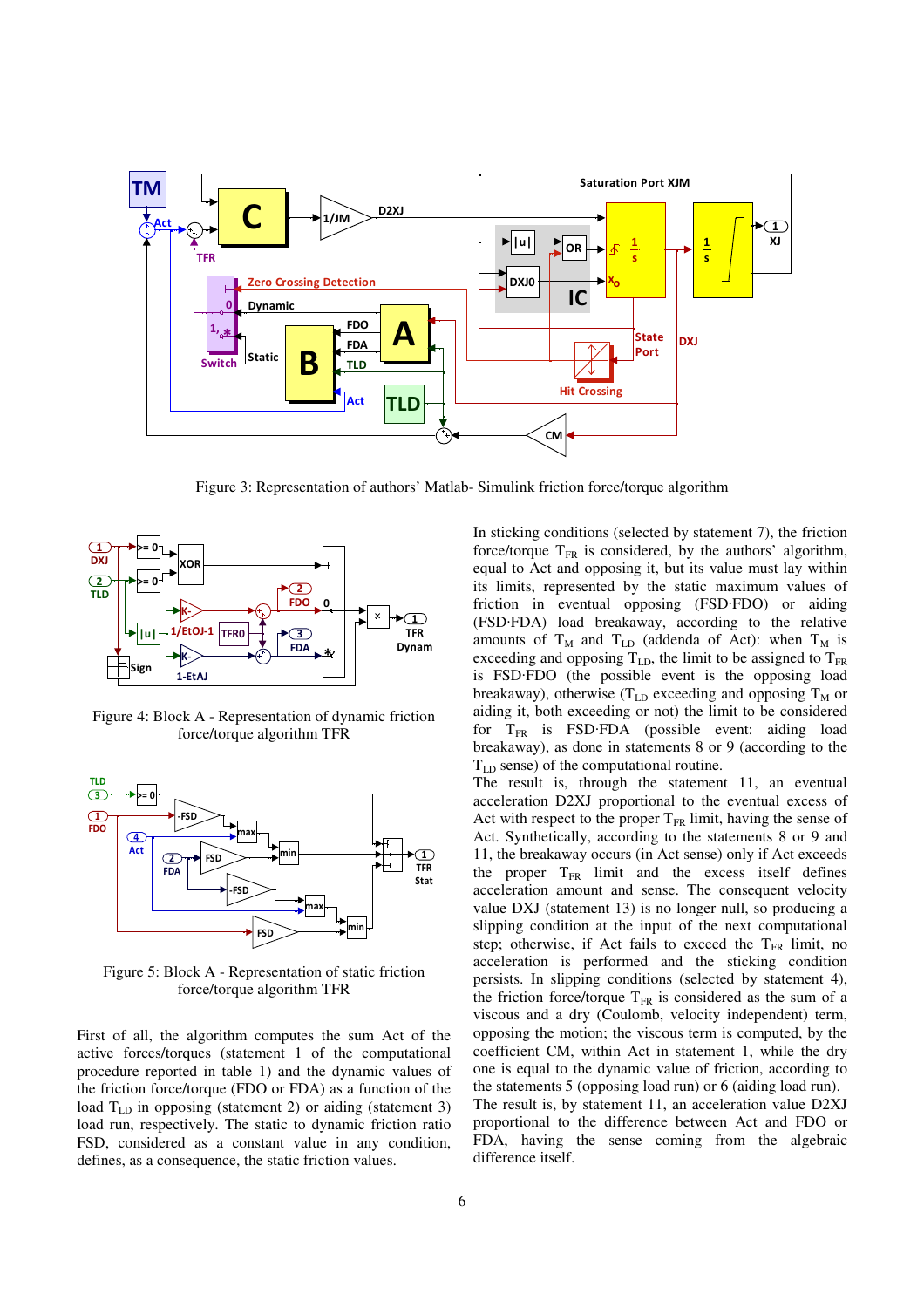Figure 3: Representation of authors' Matlab- Simulink friction force/torque algorithm

Figure 4: Block A - Representation of dynamic friction force/torque algorithm TFR

Figure 5: Block A - Representation of static friction force/torque algorithm TFR

First of all, the algorithm computes the sum Act of the active forces/torques (statement 1 of the computational procedure reported in table 1) and the dynamic values of the friction force/torque (FDO or FDA) as a function of the load $T_{LD}$ in opposing (statement 2) or aiding (statement 3) load run, respectively. The static to dynamic friction ratio FSD, considered as a constant value in any condition, defines, as a consequence, the static friction values.

In sticking conditions (selected by statement 7), the friction force/torque $T_{FR}$ is considered, by the authors' algorithm, equal to Act and opposing it, but its value must lay within its limits, represented by the static maximum values of friction in eventual opposing (FSD·FDO) or aiding (FSD·FDA) load breakaway, according to the relative amounts of $T_M$ and $T_{LD}$ (addenda of Act): when $T_M$ is exceeding and opposing $T_{LD}$, the limit to be assigned to $T_{FR}$ is FSD·FDO (the possible event is the opposing load breakaway), otherwise ($T_{LD}$ exceeding and opposing $T_M$ or aiding it, both exceeding or not) the limit to be considered for $T_{FR}$ is FSD·FDA (possible event: aiding load breakaway), as done in statements 8 or 9 (according to the $T_{LD}$ sense) of the computational routine.
The result is, through the statement 11, an eventual acceleration D2XJ proportional to the eventual excess of Act with respect to the proper $T_{FR}$ limit, having the sense of Act. Synthetically, according to the statements 8 or 9 and 11, the breakaway occurs (in Act sense) only if Act exceeds the proper $T_{FR}$ limit and the excess itself defines acceleration amount and sense. The consequent velocity value DXJ (statement 13) is no longer null, so producing a slipping condition at the input of the next computational step; otherwise, if Act fails to exceed the $T_{FR}$ limit, no acceleration is performed and the sticking condition persists. In slipping conditions (selected by statement 4), the friction force/torque $T_{FR}$ is considered as the sum of a viscous and a dry (Coulomb, velocity independent) term, opposing the motion; the viscous term is computed, by the coefficient CM, within Act in statement 1, while the dry one is equal to the dynamic value of friction, according to the statements 5 (opposing load run) or 6 (aiding load run). The result is, by statement 11, an acceleration value D2XJ proportional to the difference between Act and FDO or FDA, having the sense coming from the algebraic difference itself.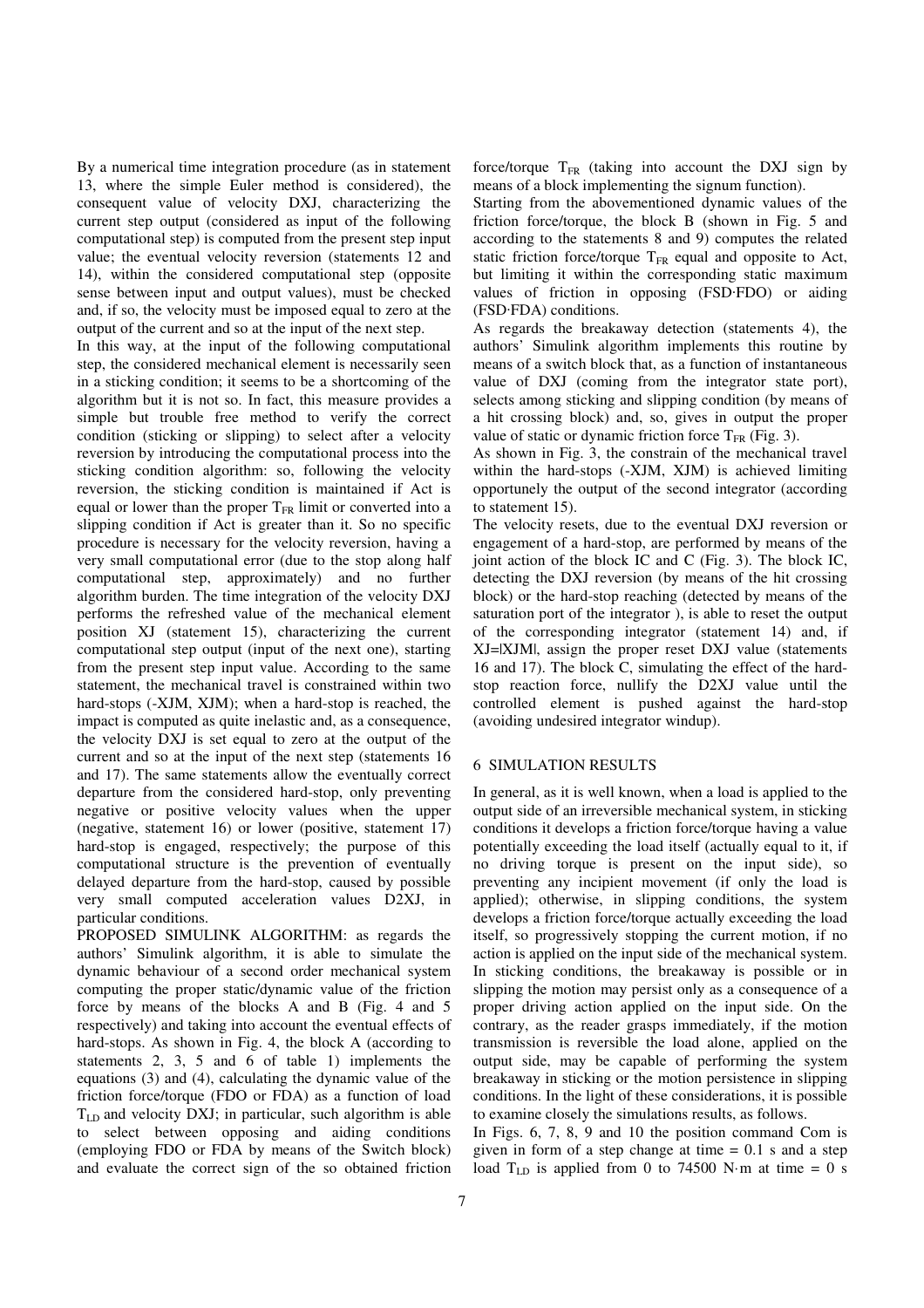By a numerical time integration procedure (as in statement 13, where the simple Euler method is considered), the consequent value of velocity DXJ, characterizing the current step output (considered as input of the following computational step) is computed from the present step input value; the eventual velocity reversion (statements 12 and 14), within the considered computational step (opposite sense between input and output values), must be checked and, if so, the velocity must be imposed equal to zero at the output of the current and so at the input of the next step.

In this way, at the input of the following computational step, the considered mechanical element is necessarily seen in a sticking condition; it seems to be a shortcoming of the algorithm but it is not so. In fact, this measure provides a simple but trouble free method to verify the correct condition (sticking or slipping) to select after a velocity reversion by introducing the computational process into the sticking condition algorithm: so, following the velocity reversion, the sticking condition is maintained if Act is equal or lower than the proper $T_{FR}$ limit or converted into a slipping condition if Act is greater than it. So no specific procedure is necessary for the velocity reversion, having a very small computational error (due to the stop along half computational step, approximately) and no further algorithm burden. The time integration of the velocity DXJ performs the refreshed value of the mechanical element position XJ (statement 15), characterizing the current computational step output (input of the next one), starting from the present step input value. According to the same statement, the mechanical travel is constrained within two hard-stops (-XJM, XJM); when a hard-stop is reached, the impact is computed as quite inelastic and, as a consequence, the velocity DXJ is set equal to zero at the output of the current and so at the input of the next step (statements 16 and 17). The same statements allow the eventually correct departure from the considered hard-stop, only preventing negative or positive velocity values when the upper (negative, statement 16) or lower (positive, statement 17) hard-stop is engaged, respectively; the purpose of this computational structure is the prevention of eventually delayed departure from the hard-stop, caused by possible very small computed acceleration values D2XJ, in particular conditions.

PROPOSED SIMULINK ALGORITHM: as regards the authors' Simulink algorithm, it is able to simulate the dynamic behaviour of a second order mechanical system computing the proper static/dynamic value of the friction force by means of the blocks A and B (Fig. 4 and 5 respectively) and taking into account the eventual effects of hard-stops. As shown in Fig. 4, the block A (according to statements 2, 3, 5 and 6 of table 1) implements the equations (3) and (4), calculating the dynamic value of the friction force/torque (FDO or FDA) as a function of load $T_{LD}$ and velocity DXJ; in particular, such algorithm is able to select between opposing and aiding conditions (employing FDO or FDA by means of the Switch block) and evaluate the correct sign of the so obtained friction force/torque $T_{FR}$ (taking into account the DXJ sign by means of a block implementing the signum function).

Starting from the abovementioned dynamic values of the friction force/torque, the block B (shown in Fig. 5 and according to the statements 8 and 9) computes the related static friction force/torque $T_{FR}$ equal and opposite to Act, but limiting it within the corresponding static maximum values of friction in opposing (FSD·FDO) or aiding (FSD·FDA) conditions.

As regards the breakaway detection (statements 4), the authors' Simulink algorithm implements this routine by means of a switch block that, as a function of instantaneous value of DXJ (coming from the integrator state port), selects among sticking and slipping condition (by means of a hit crossing block) and, so, gives in output the proper value of static or dynamic friction force $T_{FR}$ (Fig. 3).

As shown in Fig. 3, the constrain of the mechanical travel within the hard-stops (-XJM, XJM) is achieved limiting opportunely the output of the second integrator (according to statement 15).

The velocity resets, due to the eventual DXJ reversion or engagement of a hard-stop, are performed by means of the joint action of the block IC and C (Fig. 3). The block IC, detecting the DXJ reversion (by means of the hit crossing block) or the hard-stop reaching (detected by means of the saturation port of the integrator ), is able to reset the output of the corresponding integrator (statement 14) and, if XJ=|XJM|, assign the proper reset DXJ value (statements 16 and 17). The block C, simulating the effect of the hard-stop reaction force, nullify the D2XJ value until the controlled element is pushed against the hard-stop (avoiding undesired integrator windup).

## 6 SIMULATION RESULTS

In general, as it is well known, when a load is applied to the output side of an irreversible mechanical system, in sticking conditions it develops a friction force/torque having a value potentially exceeding the load itself (actually equal to it, if no driving torque is present on the input side), so preventing any incipient movement (if only the load is applied); otherwise, in slipping conditions, the system develops a friction force/torque actually exceeding the load itself, so progressively stopping the current motion, if no action is applied on the input side of the mechanical system. In sticking conditions, the breakaway is possible or in slipping the motion may persist only as a consequence of a proper driving action applied on the input side. On the contrary, as the reader grasps immediately, if the motion transmission is reversible the load alone, applied on the output side, may be capable of performing the system breakaway in sticking or the motion persistence in slipping conditions. In the light of these considerations, it is possible to examine closely the simulations results, as follows.

In Figs. 6, 7, 8, 9 and 10 the position command Com is given in form of a step change at time = 0.1 s and a step load $T_{LD}$ is applied from 0 to 74500 N·m at time = 0 s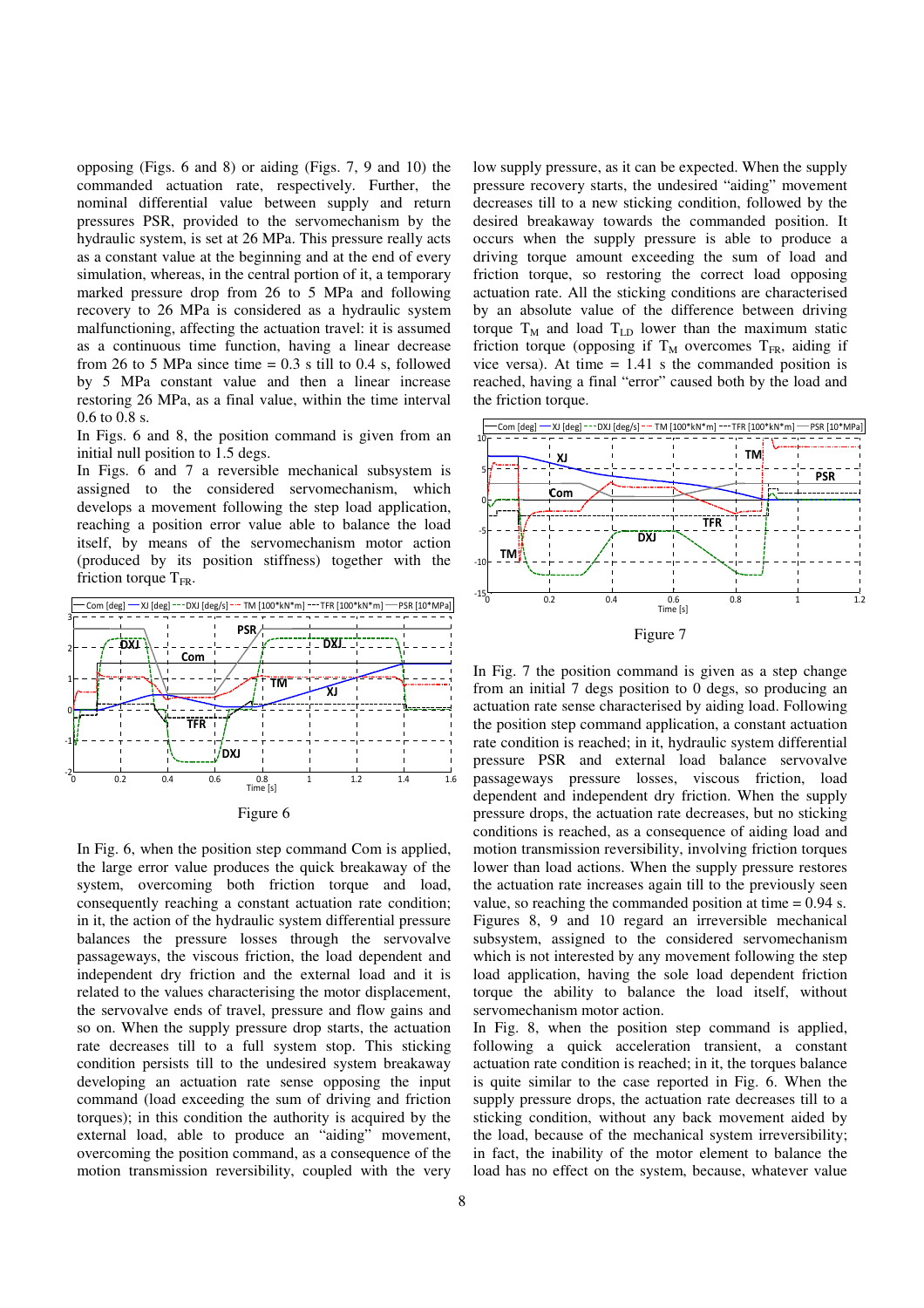opposing (Figs. 6 and 8) or aiding (Figs. 7, 9 and 10) the commanded actuation rate, respectively. Further, the nominal differential value between supply and return pressures PSR, provided to the servomechanism by the hydraulic system, is set at 26 MPa. This pressure really acts as a constant value at the beginning and at the end of every simulation, whereas, in the central portion of it, a temporary marked pressure drop from 26 to 5 MPa and following recovery to 26 MPa is considered as a hydraulic system malfunctioning, affecting the actuation travel: it is assumed as a continuous time function, having a linear decrease from 26 to 5 MPa since time = 0.3 s till to 0.4 s, followed by 5 MPa constant value and then a linear increase restoring 26 MPa, as a final value, within the time interval 0.6 to 0.8 s.

In Figs. 6 and 8, the position command is given from an initial null position to 1.5 degs.

In Figs. 6 and 7 a reversible mechanical subsystem is assigned to the considered servomechanism, which develops a movement following the step load application, reaching a position error value able to balance the load itself, by means of the servomechanism motor action (produced by its position stiffness) together with the friction torque $T_{FR}$.

Figure 6

In Fig. 6, when the position step command Com is applied, the large error value produces the quick breakaway of the system, overcoming both friction torque and load, consequently reaching a constant actuation rate condition; in it, the action of the hydraulic system differential pressure balances the pressure losses through the servovalve passageways, the viscous friction, the load dependent and independent dry friction and the external load and it is related to the values characterising the motor displacement, the servovalve ends of travel, pressure and flow gains and so on. When the supply pressure drop starts, the actuation rate decreases till to a full system stop. This sticking condition persists till to the undesired system breakaway developing an actuation rate sense opposing the input command (load exceeding the sum of driving and friction torques); in this condition the authority is acquired by the external load, able to produce an "aiding" movement, overcoming the position command, as a consequence of the motion transmission reversibility, coupled with the very low supply pressure, as it can be expected. When the supply pressure recovery starts, the undesired "aiding" movement decreases till to a new sticking condition, followed by the desired breakaway towards the commanded position. It occurs when the supply pressure is able to produce a driving torque amount exceeding the sum of load and friction torque, so restoring the correct load opposing actuation rate. All the sticking conditions are characterised by an absolute value of the difference between driving torque $T_M$ and load $T_{LD}$ lower than the maximum static friction torque (opposing if $T_M$ overcomes $T_{FR}$, aiding if vice versa). At time = 1.41 s the commanded position is reached, having a final "error" caused both by the load and the friction torque.

Figure 7

In Fig. 7 the position command is given as a step change from an initial 7 degs position to 0 degs, so producing an actuation rate sense characterised by aiding load. Following the position step command application, a constant actuation rate condition is reached; in it, hydraulic system differential pressure PSR and external load balance servovalve passageways pressure losses, viscous friction, load dependent and independent dry friction. When the supply pressure drops, the actuation rate decreases, but no sticking conditions is reached, as a consequence of aiding load and motion transmission reversibility, involving friction torques lower than load actions. When the supply pressure restores the actuation rate increases again till to the previously seen value, so reaching the commanded position at time = 0.94 s.

Figures 8, 9 and 10 regard an irreversible mechanical subsystem, assigned to the considered servomechanism which is not interested by any movement following the step load application, having the sole load dependent friction torque the ability to balance the load itself, without servomechanism motor action.

In Fig. 8, when the position step command is applied, following a quick acceleration transient, a constant actuation rate condition is reached; in it, the torques balance is quite similar to the case reported in Fig. 6. When the supply pressure drops, the actuation rate decreases till to a sticking condition, without any back movement aided by the load, because of the mechanical system irreversibility; in fact, the inability of the motor element to balance the load has no effect on the system, because, whatever value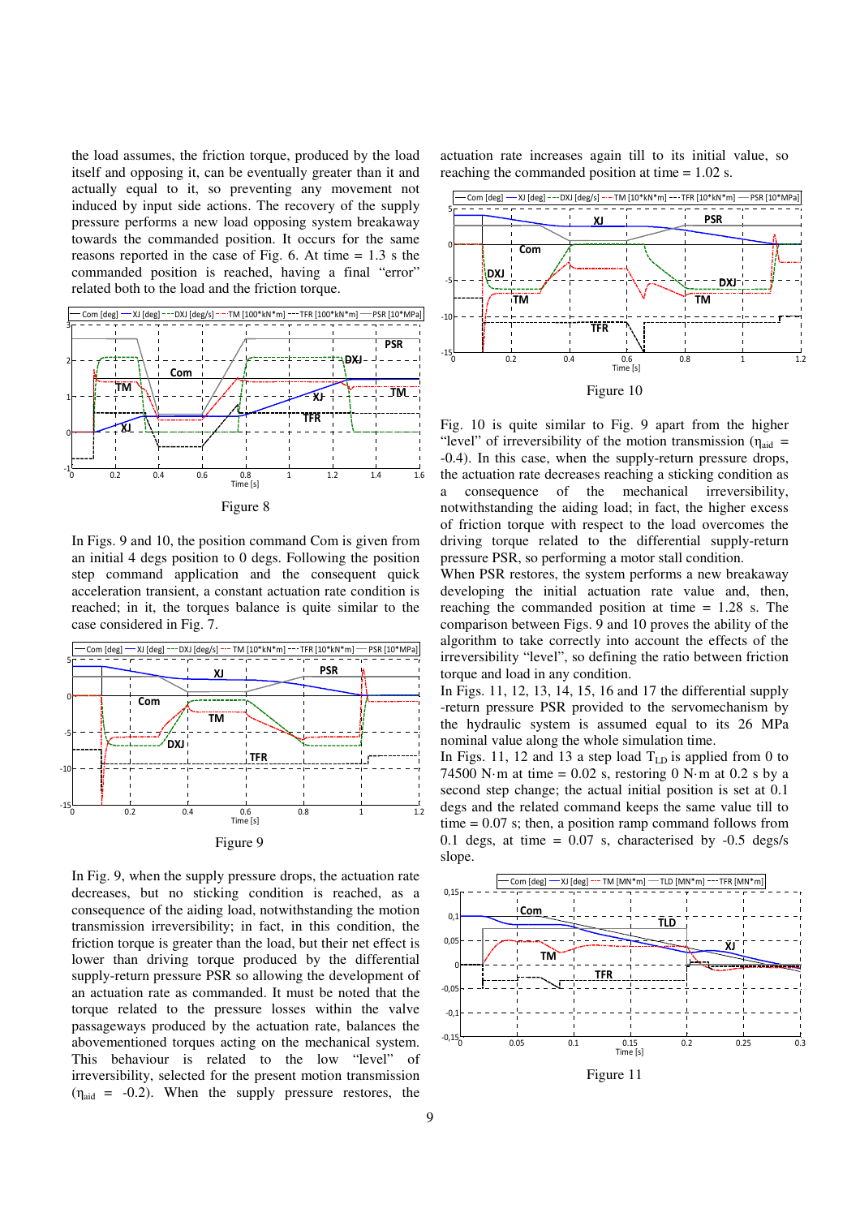the load assumes, the friction torque, produced by the load itself and opposing it, can be eventually greater than it and actually equal to it, so preventing any movement not induced by input side actions. The recovery of the supply pressure performs a new load opposing system breakaway towards the commanded position. It occurs for the same reasons reported in the case of Fig. 6. At time = 1.3 s the commanded position is reached, having a final "error" related both to the load and the friction torque.

Figure 8

In Figs. 9 and 10, the position command Com is given from an initial 4 degs position to 0 degs. Following the position step command application and the consequent quick acceleration transient, a constant actuation rate condition is reached; in it, the torques balance is quite similar to the case considered in Fig. 7.

Figure 9

In Fig. 9, when the supply pressure drops, the actuation rate decreases, but no sticking condition is reached, as a consequence of the aiding load, notwithstanding the motion transmission irreversibility; in fact, in this condition, the friction torque is greater than the load, but their net effect is lower than driving torque produced by the differential supply-return pressure PSR so allowing the development of an actuation rate as commanded. It must be noted that the torque related to the pressure losses within the valve passageways produced by the actuation rate, balances the abovementioned torques acting on the mechanical system. This behaviour is related to the low "level" of irreversibility, selected for the present motion transmission ($\eta_{aid}$ = -0.2). When the supply pressure restores, the actuation rate increases again till to its initial value, so reaching the commanded position at time = 1.02 s.

Figure 10

Fig. 10 is quite similar to Fig. 9 apart from the higher "level" of irreversibility of the motion transmission ($\eta_{aid}$ = -0.4). In this case, when the supply-return pressure drops, the actuation rate decreases reaching a sticking condition as a consequence of the mechanical irreversibility, notwithstanding the aiding load; in fact, the higher excess of friction torque with respect to the load overcomes the driving torque related to the differential supply-return pressure PSR, so performing a motor stall condition.
When PSR restores, the system performs a new breakaway developing the initial actuation rate value and, then, reaching the commanded position at time = 1.28 s. The comparison between Figs. 9 and 10 proves the ability of the algorithm to take correctly into account the effects of the irreversibility "level", so defining the ratio between friction torque and load in any condition.
In Figs. 11, 12, 13, 14, 15, 16 and 17 the differential supply -return pressure PSR provided to the servomechanism by the hydraulic system is assumed equal to its 26 MPa nominal value along the whole simulation time.
In Figs. 11, 12 and 13 a step load $T_{LD}$ is applied from 0 to 74500 N·m at time = 0.02 s, restoring 0 N·m at 0.2 s by a second step change; the actual initial position is set at 0.1 degs and the related command keeps the same value till to time = 0.07 s; then, a position ramp command follows from 0.1 degs, at time = 0.07 s, characterised by -0.5 degs/s slope.

Figure 11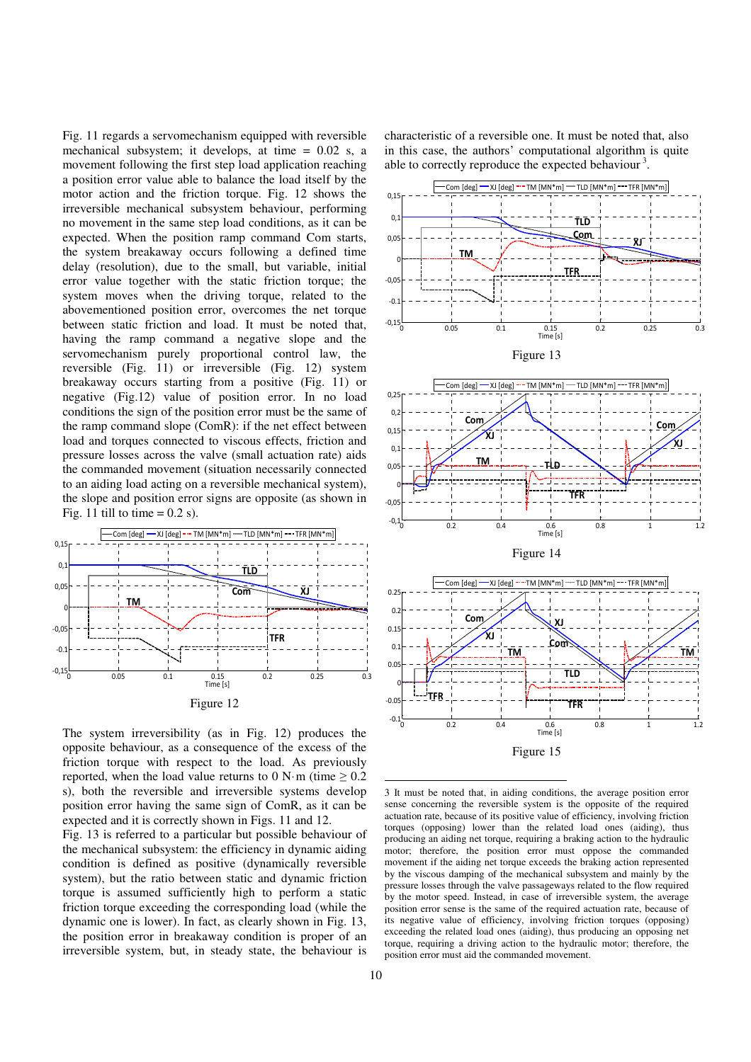Fig. 11 regards a servomechanism equipped with reversible mechanical subsystem; it develops, at time = 0.02 s, a movement following the first step load application reaching a position error value able to balance the load itself by the motor action and the friction torque. Fig. 12 shows the irreversible mechanical subsystem behaviour, performing no movement in the same step load conditions, as it can be expected. When the position ramp command Com starts, the system breakaway occurs following a defined time delay (resolution), due to the small, but variable, initial error value together with the static friction torque; the system moves when the driving torque, related to the abovementioned position error, overcomes the net torque between static friction and load. It must be noted that, having the ramp command a negative slope and the servomechanism purely proportional control law, the reversible (Fig. 11) or irreversible (Fig. 12) system breakaway occurs starting from a positive (Fig. 11) or negative (Fig.12) value of position error. In no load conditions the sign of the position error must be the same of the ramp command slope (ComR): if the net effect between load and torques connected to viscous effects, friction and pressure losses across the valve (small actuation rate) aids the commanded movement (situation necessarily connected to an aiding load acting on a reversible mechanical system), the slope and position error signs are opposite (as shown in Fig. 11 till to time = 0.2 s).

Figure 12

The system irreversibility (as in Fig. 12) produces the opposite behaviour, as a consequence of the excess of the friction torque with respect to the load. As previously reported, when the load value returns to 0 N·m (time ≥ 0.2 s), both the reversible and irreversible systems develop position error having the same sign of ComR, as it can be expected and it is correctly shown in Figs. 11 and 12.

Fig. 13 is referred to a particular but possible behaviour of the mechanical subsystem: the efficiency in dynamic aiding condition is defined as positive (dynamically reversible system), but the ratio between static and dynamic friction torque is assumed sufficiently high to perform a static friction torque exceeding the corresponding load (while the dynamic one is lower). In fact, as clearly shown in Fig. 13, the position error in breakaway condition is proper of an irreversible system, but, in steady state, the behaviour is characteristic of a reversible one. It must be noted that, also in this case, the authors' computational algorithm is quite able to correctly reproduce the expected behaviour [3].

Figure 13

Figure 14

Figure 15

[3] It must be noted that, in aiding conditions, the average position error sense concerning the reversible system is the opposite of the required actuation rate, because of its positive value of efficiency, involving friction torques (opposing) lower than the related load ones (aiding), thus producing an aiding net torque, requiring a braking action to the hydraulic motor; therefore, the position error must oppose the commanded movement if the aiding net torque exceeds the braking action represented by the viscous damping of the mechanical subsystem and mainly by the pressure losses through the valve passageways related to the flow required by the motor speed. Instead, in case of irreversible system, the average position error sense is the same of the required actuation rate, because of its negative value of efficiency, involving friction torques (opposing) exceeding the related load ones (aiding), thus producing an opposing net torque, requiring a driving action to the hydraulic motor; therefore, the position error must aid the commanded movement.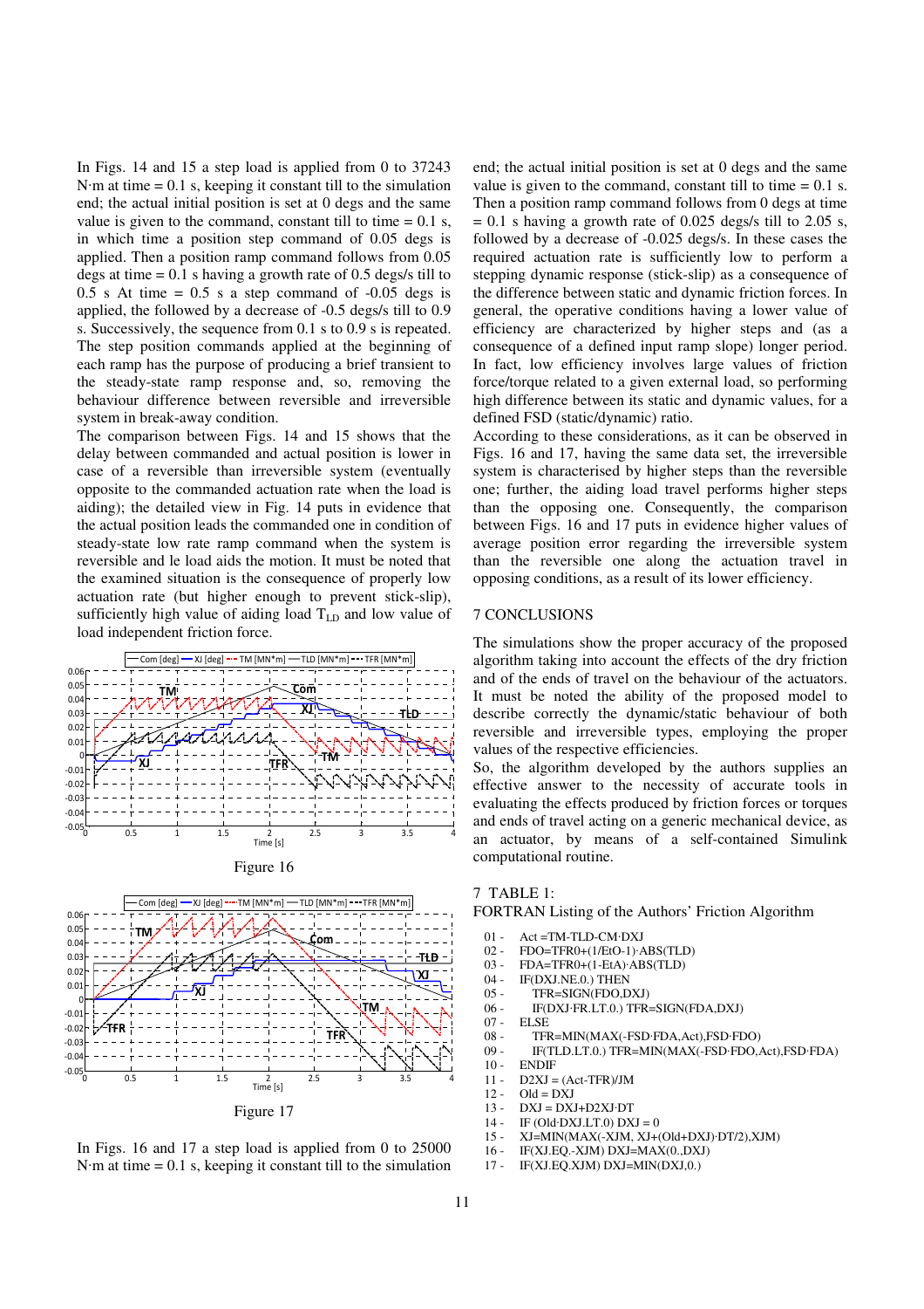In Figs. 14 and 15 a step load is applied from 0 to 37243 N·m at time = 0.1 s, keeping it constant till to the simulation end; the actual initial position is set at 0 degs and the same value is given to the command, constant till to time = 0.1 s, in which time a position step command of 0.05 degs is applied. Then a position ramp command follows from 0.05 degs at time = 0.1 s having a growth rate of 0.5 degs/s till to 0.5 s At time = 0.5 s a step command of -0.05 degs is applied, the followed by a decrease of -0.5 degs/s till to 0.9 s. Successively, the sequence from 0.1 s to 0.9 s is repeated. The step position commands applied at the beginning of each ramp has the purpose of producing a brief transient to the steady-state ramp response and, so, removing the behaviour difference between reversible and irreversible system in break-away condition.

The comparison between Figs. 14 and 15 shows that the delay between commanded and actual position is lower in case of a reversible than irreversible system (eventually opposite to the commanded actuation rate when the load is aiding); the detailed view in Fig. 14 puts in evidence that the actual position leads the commanded one in condition of steady-state low rate ramp command when the system is reversible and le load aids the motion. It must be noted that the examined situation is the consequence of properly low actuation rate (but higher enough to prevent stick-slip), sufficiently high value of aiding load $T_{LD}$ and low value of load independent friction force.

Figure 16

Figure 17

In Figs. 16 and 17 a step load is applied from 0 to 25000 N·m at time = 0.1 s, keeping it constant till to the simulation end; the actual initial position is set at 0 degs and the same value is given to the command, constant till to time = 0.1 s. Then a position ramp command follows from 0 degs at time = 0.1 s having a growth rate of 0.025 degs/s till to 2.05 s, followed by a decrease of -0.025 degs/s. In these cases the required actuation rate is sufficiently low to perform a stepping dynamic response (stick-slip) as a consequence of the difference between static and dynamic friction forces. In general, the operative conditions having a lower value of efficiency are characterized by higher steps and (as a consequence of a defined input ramp slope) longer period. In fact, low efficiency involves large values of friction force/torque related to a given external load, so performing high difference between its static and dynamic values, for a defined FSD (static/dynamic) ratio.

According to these considerations, as it can be observed in Figs. 16 and 17, having the same data set, the irreversible system is characterised by higher steps than the reversible one; further, the aiding load travel performs higher steps than the opposing one. Consequently, the comparison between Figs. 16 and 17 puts in evidence higher values of average position error regarding the irreversible system than the reversible one along the actuation travel in opposing conditions, as a result of its lower efficiency.

## 7 CONCLUSIONS

The simulations show the proper accuracy of the proposed algorithm taking into account the effects of the dry friction and of the ends of travel on the behaviour of the actuators. It must be noted the ability of the proposed model to describe correctly the dynamic/static behaviour of both reversible and irreversible types, employing the proper values of the respective efficiencies.

So, the algorithm developed by the authors supplies an effective answer to the necessity of accurate tools in evaluating the effects produced by friction forces or torques and ends of travel acting on a generic mechanical device, as an actuator, by means of a self-contained Simulink computational routine.

## 7 TABLE 1:

FORTRAN Listing of the Authors' Friction Algorithm

```
01 -  Act =TM-TLD-CM·DXJ
02 -  FDO=TFR0+(1/EtO-1)·ABS(TLD)
03 -  FDA=TFR0+(1-EtA)·ABS(TLD)
04 -  IF(DXJ.NE.0.) THEN
05 -      TFR=SIGN(FDO,DXJ)
06 -      IF(DXJ·FR.LT.0.) TFR=SIGN(FDA,DXJ)
07 -  ELSE
08 -      TFR=MIN(MAX(-FSD·FDA,Act),FSD·FDO)
09 -      IF(TLD.LT.0.) TFR=MIN(MAX(-FSD·FDO,Act),FSD·FDA)
10 -  ENDIF
11 -  D2XJ = (Act-TFR)/JM
12 -  Old = DXJ
13 -  DXJ = DXJ+D2XJ·DT
14 -  IF (Old·DXJ.LT.0.) DXJ = 0
15 -  XJ=MIN(MAX(-XJM, XJ+(Old+DXJ)·DT/2),XJM)
16 -  IF(XJ.EQ.-XJM) DXJ=MAX(0.,DXJ)
17 -  IF(XJ.EQ.XJM) DXJ=MIN(DXJ,0.)
```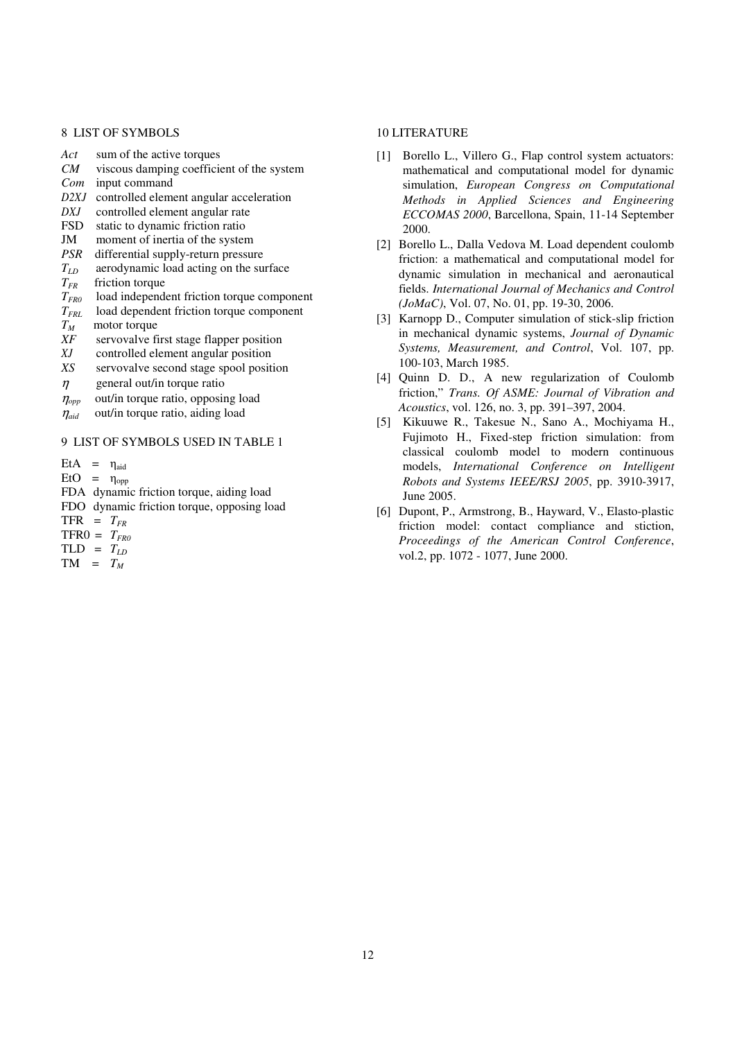## 8 LIST OF SYMBOLS

*Act* sum of the active torques
*CM* viscous damping coefficient of the system
*Com* input command
*D2XJ* controlled element angular acceleration
*DXJ* controlled element angular rate
FSD static to dynamic friction ratio
JM moment of inertia of the system
*PSR* differential supply-return pressure
$T_{LD}$ aerodynamic load acting on the surface
$T_{FR}$ friction torque
$T_{FR0}$ load independent friction torque component
$T_{FRL}$ load dependent friction torque component
$T_M$ motor torque
*XF* servovalve first stage flapper position
*XJ* controlled element angular position
*XS* servovalve second stage spool position
$\eta$ general out/in torque ratio
$\eta_{opp}$ out/in torque ratio, opposing load
$\eta_{aid}$ out/in torque ratio, aiding load

## 9 LIST OF SYMBOLS USED IN TABLE 1

EtA = $\eta_{aid}$
EtO = $\eta_{opp}$
FDA dynamic friction torque, aiding load
FDO dynamic friction torque, opposing load
TFR = $T_{FR}$
TFR0 = $T_{FR0}$
TLD = $T_{LD}$
TM = $T_M$

## 10 LITERATURE

[1] Borello L., Villero G., Flap control system actuators: mathematical and computational model for dynamic simulation, *European Congress on Computational Methods in Applied Sciences and Engineering ECCOMAS 2000*, Barcellona, Spain, 11-14 September 2000.

[2] Borello L., Dalla Vedova M. Load dependent coulomb friction: a mathematical and computational model for dynamic simulation in mechanical and aeronautical fields. *International Journal of Mechanics and Control (JoMaC)*, Vol. 07, No. 01, pp. 19-30, 2006.

[3] Karnopp D., Computer simulation of stick-slip friction in mechanical dynamic systems, *Journal of Dynamic Systems, Measurement, and Control*, Vol. 107, pp. 100-103, March 1985.

[4] Quinn D. D., A new regularization of Coulomb friction," *Trans. Of ASME: Journal of Vibration and Acoustics*, vol. 126, no. 3, pp. 391–397, 2004.

[5] Kikuuwe R., Takesue N., Sano A., Mochiyama H., Fujimoto H., Fixed-step friction simulation: from classical coulomb model to modern continuous models, *International Conference on Intelligent Robots and Systems IEEE/RSJ 2005*, pp. 3910-3917, June 2005.

[6] Dupont, P., Armstrong, B., Hayward, V., Elasto-plastic friction model: contact compliance and stiction, *Proceedings of the American Control Conference*, vol.2, pp. 1072 - 1077, June 2000.